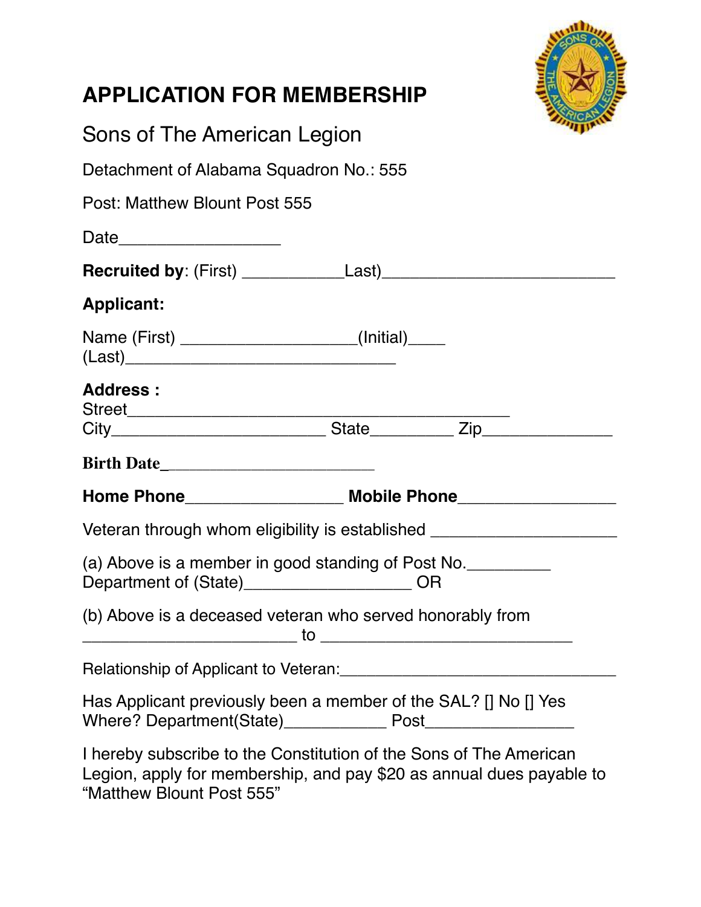# APPLICATION FOR MEMBERSHIP

## Sons of The American Legion

Detachment of Alabama Squadron No.: 555

Post: Matthew Blount Post 555

Date_________________

**Recruited by**: (First) ___________Last)_________________________

**Applicant:**

Name (First) ___________________(Initial)____
(Last)_____________________________

**Address :**
Street________________________________________
City______________________ State_________ Zip______________

**Birth Date**_______________________

**Home Phone**_________________ **Mobile Phone**_________________

Veteran through whom eligibility is established ____________________

(a) Above is a member in good standing of Post No._________
Department of (State)__________________ OR

(b) Above is a deceased veteran who served honorably from
______________________ to ___________________________

Relationship of Applicant to Veteran:______________________________

Has Applicant previously been a member of the SAL? [] No [] Yes
Where? Department(State)___________ Post________________

I hereby subscribe to the Constitution of the Sons of The American Legion, apply for membership, and pay $20 as annual dues payable to "Matthew Blount Post 555"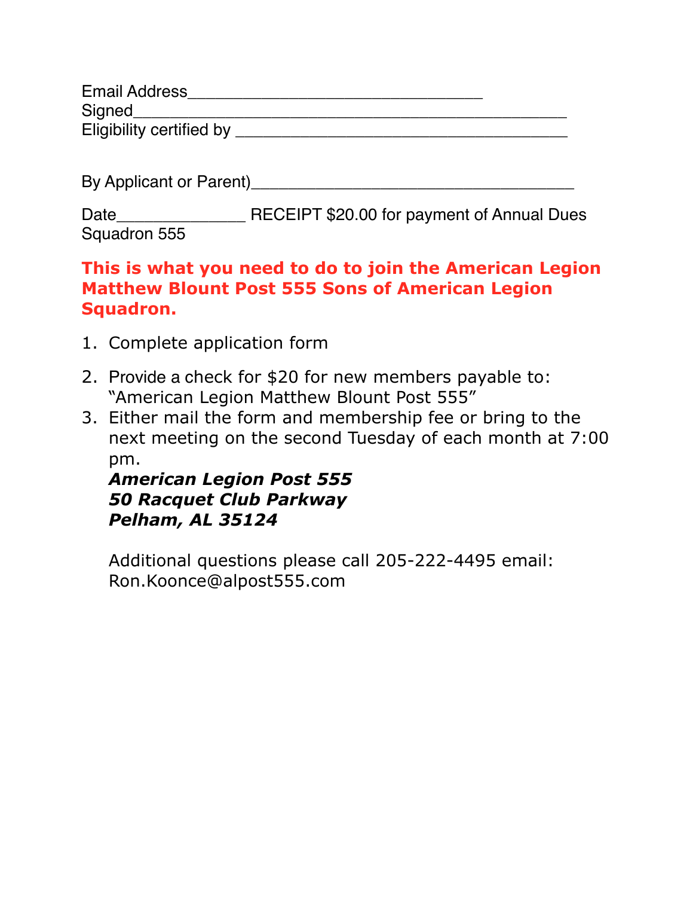Email Address_________________________________
Signed_________________________________________________
Eligibility certified by _____________________________________

By Applicant or Parent)____________________________________

Date______________ RECEIPT $20.00 for payment of Annual Dues Squadron 555

**This is what you need to do to join the American Legion Matthew Blount Post 555 Sons of American Legion Squadron.**

1. Complete application form
2. Provide a check for $20 for new members payable to: "American Legion Matthew Blount Post 555"
3. Either mail the form and membership fee or bring to the next meeting on the second Tuesday of each month at 7:00 pm.

   ***American Legion Post 555***
   ***50 Racquet Club Parkway***
   ***Pelham, AL 35124***

   Additional questions please call 205-222-4495 email: Ron.Koonce@alpost555.com